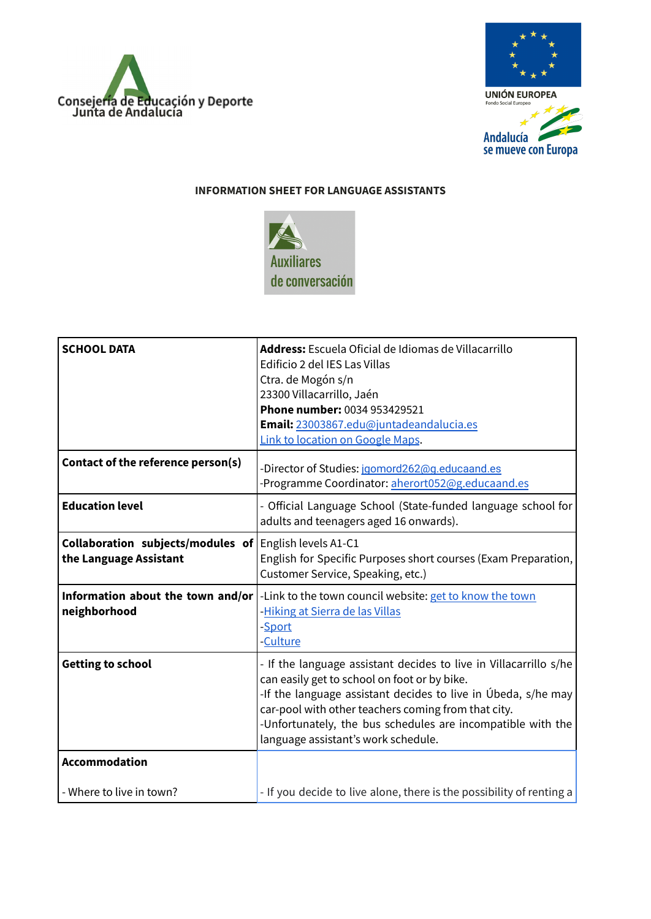Consejería de Educación y Deporte
Junta de Andalucía

UNIÓN EUROPEA
Fondo Social Europeo

Andalucía se mueve con Europa

## INFORMATION SHEET FOR LANGUAGE ASSISTANTS

Auxiliares de conversación

| **SCHOOL DATA** | **Address:** Escuela Oficial de Idiomas de Villacarrillo<br>Edificio 2 del IES Las Villas<br>Ctra. de Mogón s/n<br>23300 Villacarrillo, Jaén<br>**Phone number:** 0034 953429521<br>**Email:** 23003867.edu@juntadeandalucia.es<br>Link to location on Google Maps. |
|---|---|
| **Contact of the reference person(s)** | -Director of Studies: jgomord262@g.educaand.es<br>-Programme Coordinator: aherort052@g.educaand.es |
| **Education level** | - Official Language School (State-funded language school for adults and teenagers aged 16 onwards). |
| **Collaboration subjects/modules of the Language Assistant** | English levels A1-C1<br>English for Specific Purposes short courses (Exam Preparation, Customer Service, Speaking, etc.) |
| **Information about the town and/or neighborhood** | -Link to the town council website: get to know the town<br>-Hiking at Sierra de las Villas<br>-Sport<br>-Culture |
| **Getting to school** | - If the language assistant decides to live in Villacarrillo s/he can easily get to school on foot or by bike.<br>-If the language assistant decides to live in Úbeda, s/he may car-pool with other teachers coming from that city.<br>-Unfortunately, the bus schedules are incompatible with the language assistant's work schedule. |
| **Accommodation**<br><br>- Where to live in town? | <br><br>- If you decide to live alone, there is the possibility of renting a |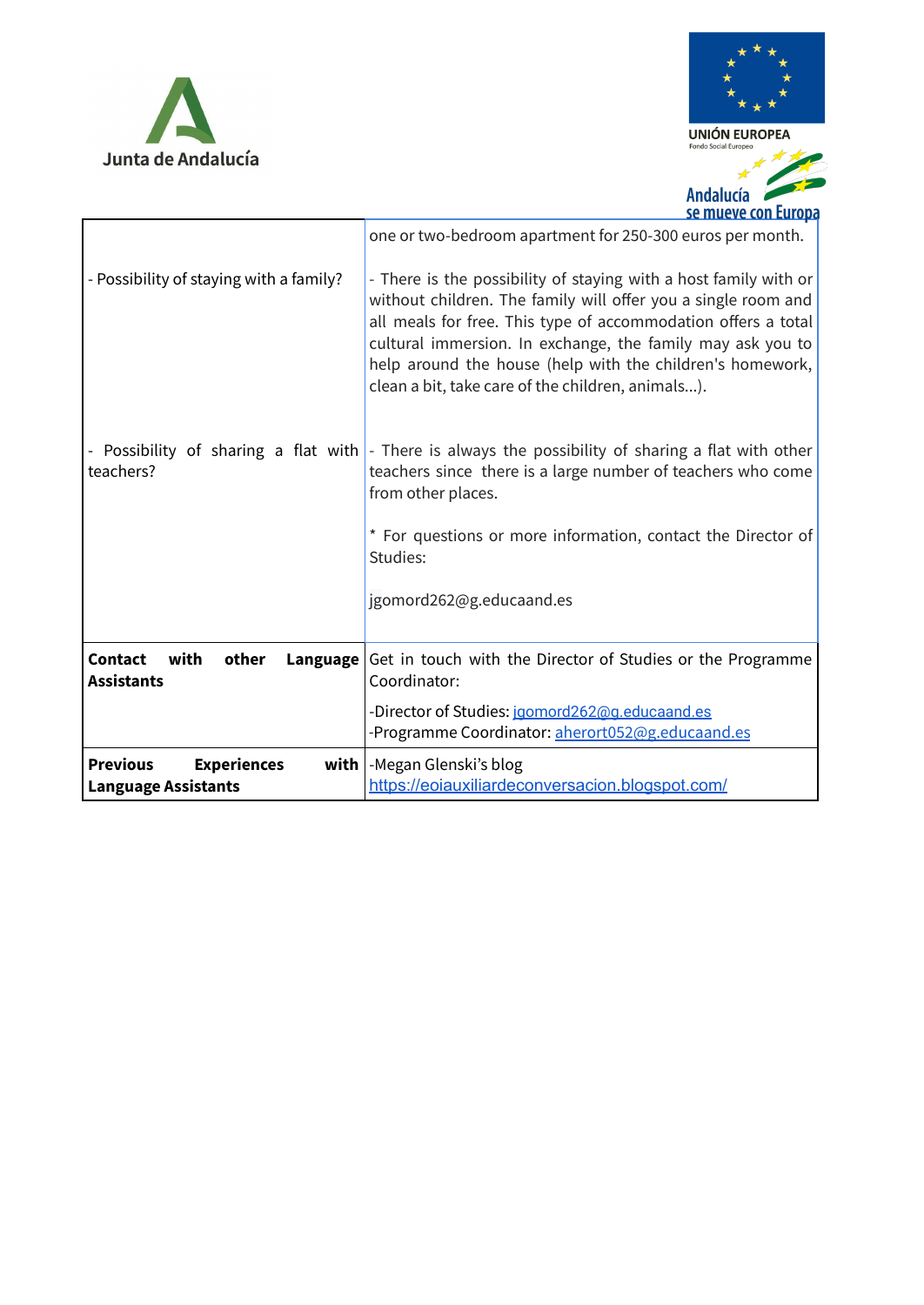| | |
|---|---|
| | one or two-bedroom apartment for 250-300 euros per month. |
| - Possibility of staying with a family? | - There is the possibility of staying with a host family with or without children. The family will offer you a single room and all meals for free. This type of accommodation offers a total cultural immersion. In exchange, the family may ask you to help around the house (help with the children's homework, clean a bit, take care of the children, animals...). |
| - Possibility of sharing a flat with teachers? | - There is always the possibility of sharing a flat with other teachers since there is a large number of teachers who come from other places.<br><br>* For questions or more information, contact the Director of Studies:<br><br>jgomord262@g.educaand.es |
| **Contact with other Language Assistants** | Get in touch with the Director of Studies or the Programme Coordinator:<br>-Director of Studies: jgomord262@g.educaand.es<br>-Programme Coordinator: aherort052@g.educaand.es |
| **Previous Experiences with Language Assistants** | -Megan Glenski's blog<br>https://eoiauxiliardeconversacion.blogspot.com/ |